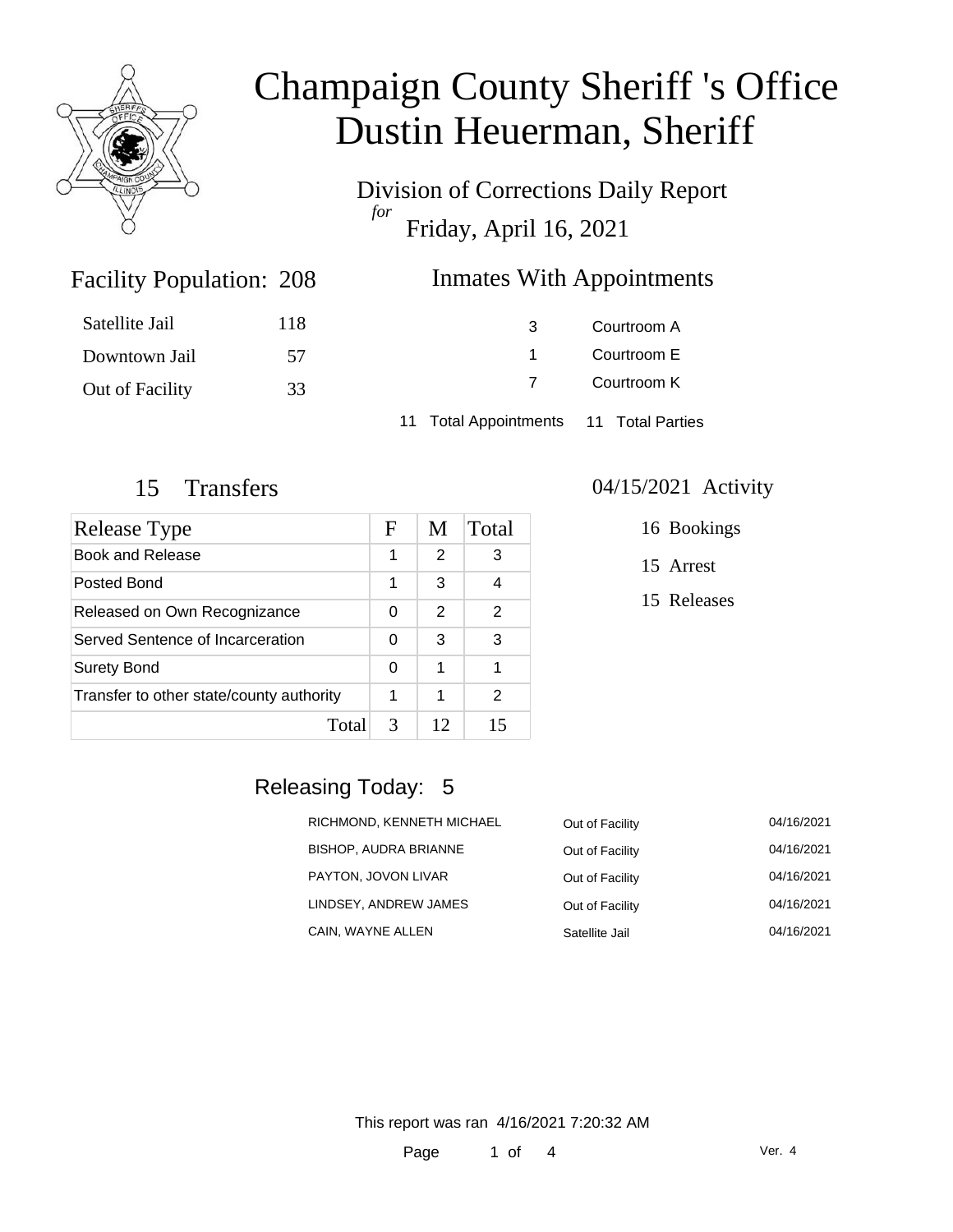# Champaign County Sheriff 's Office
# Dustin Heuerman, Sheriff

## Division of Corrections Daily Report
*for*
## Friday, April 16, 2021

### Facility Population: 208

| | |
|---|---|
| Satellite Jail | 118 |
| Downtown Jail | 57 |
| Out of Facility | 33 |

### Inmates With Appointments

| | |
|---|---|
| 3 | Courtroom A |
| 1 | Courtroom E |
| 7 | Courtroom K |

11 Total Appointments 11 Total Parties

### 15 Transfers

| Release Type | F | M | Total |
|---|---|---|---|
| Book and Release | 1 | 2 | 3 |
| Posted Bond | 1 | 3 | 4 |
| Released on Own Recognizance | 0 | 2 | 2 |
| Served Sentence of Incarceration | 0 | 3 | 3 |
| Surety Bond | 0 | 1 | 1 |
| Transfer to other state/county authority | 1 | 1 | 2 |
| Total | 3 | 12 | 15 |

### 04/15/2021 Activity

16 Bookings

15 Arrest

15 Releases

### Releasing Today: 5

| | | |
|---|---|---|
| RICHMOND, KENNETH MICHAEL | Out of Facility | 04/16/2021 |
| BISHOP, AUDRA BRIANNE | Out of Facility | 04/16/2021 |
| PAYTON, JOVON LIVAR | Out of Facility | 04/16/2021 |
| LINDSEY, ANDREW JAMES | Out of Facility | 04/16/2021 |
| CAIN, WAYNE ALLEN | Satellite Jail | 04/16/2021 |

This report was ran 4/16/2021 7:20:32 AM

Ver. 4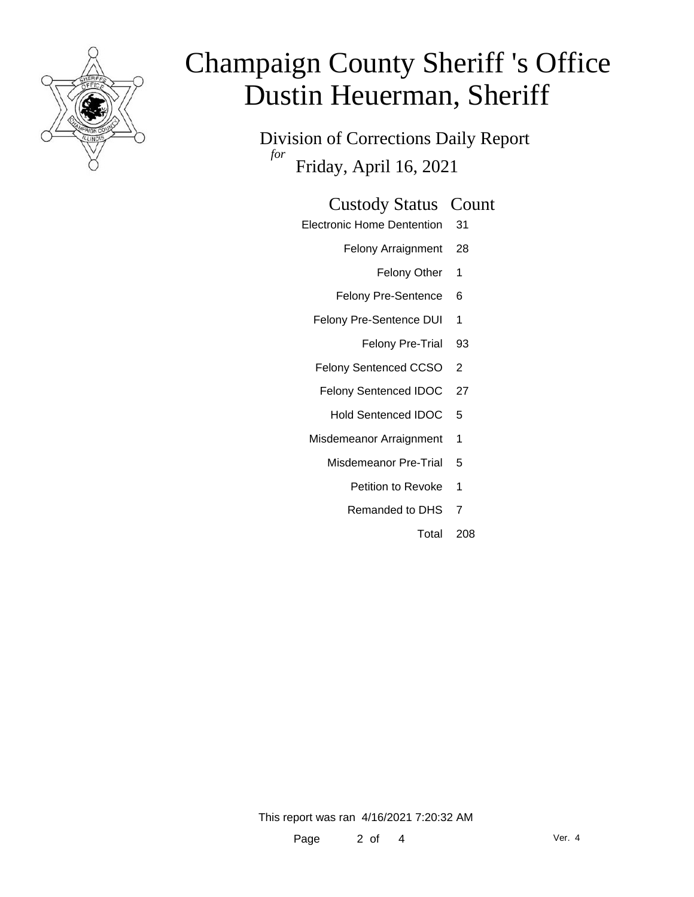# Champaign County Sheriff 's Office
# Dustin Heuerman, Sheriff

## Division of Corrections Daily Report

*for* Friday, April 16, 2021

| Custody Status | Count |
|---|---|
| Electronic Home Dentention | 31 |
| Felony Arraignment | 28 |
| Felony Other | 1 |
| Felony Pre-Sentence | 6 |
| Felony Pre-Sentence DUI | 1 |
| Felony Pre-Trial | 93 |
| Felony Sentenced CCSO | 2 |
| Felony Sentenced IDOC | 27 |
| Hold Sentenced IDOC | 5 |
| Misdemeanor Arraignment | 1 |
| Misdemeanor Pre-Trial | 5 |
| Petition to Revoke | 1 |
| Remanded to DHS | 7 |
| Total | 208 |

This report was ran 4/16/2021 7:20:32 AM

Ver. 4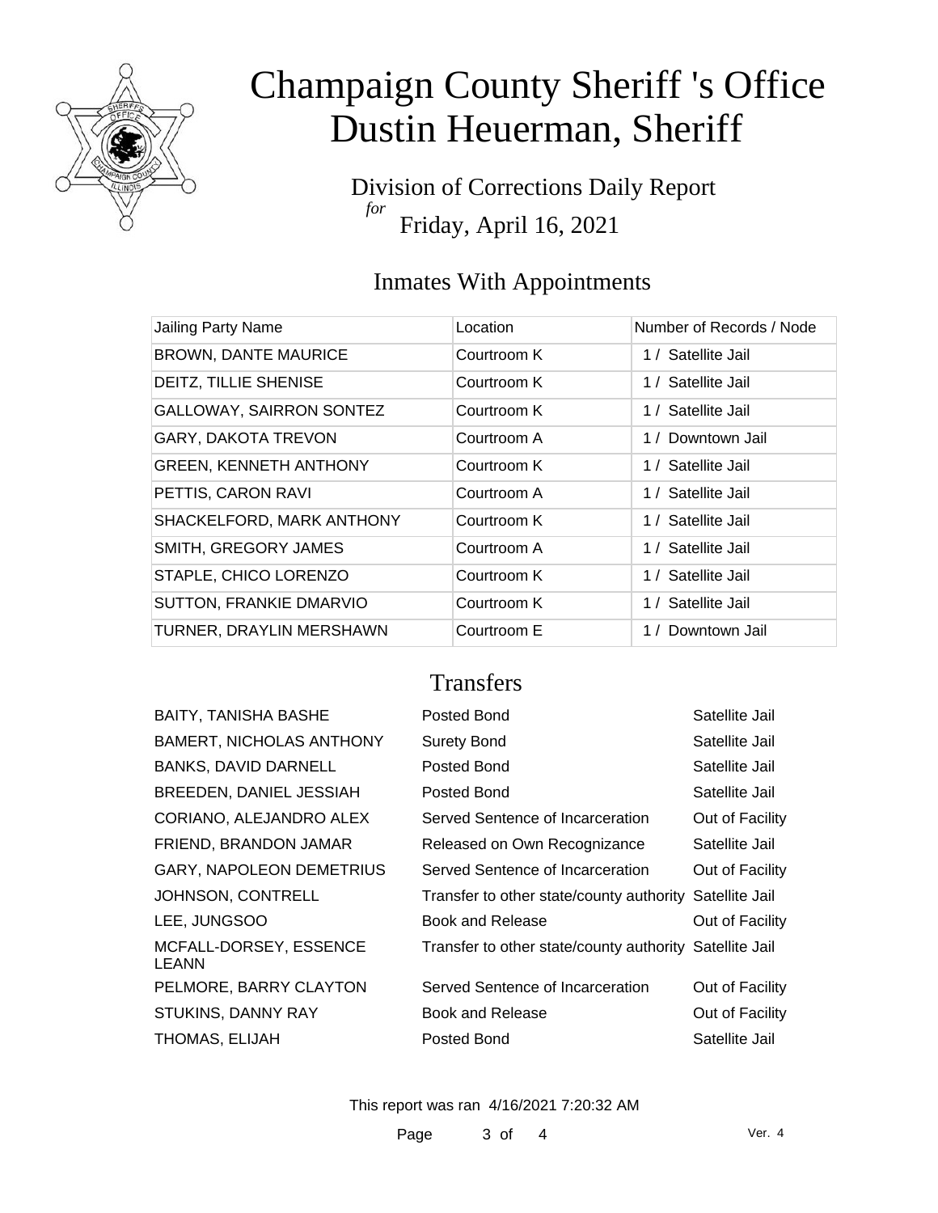# Champaign County Sheriff 's Office
# Dustin Heuerman, Sheriff

Division of Corrections Daily Report
*for*
Friday, April 16, 2021

## Inmates With Appointments

| Jailing Party Name | Location | Number of Records / Node |
|---|---|---|
| BROWN, DANTE MAURICE | Courtroom K | 1 / Satellite Jail |
| DEITZ, TILLIE SHENISE | Courtroom K | 1 / Satellite Jail |
| GALLOWAY, SAIRRON SONTEZ | Courtroom K | 1 / Satellite Jail |
| GARY, DAKOTA TREVON | Courtroom A | 1 / Downtown Jail |
| GREEN, KENNETH ANTHONY | Courtroom K | 1 / Satellite Jail |
| PETTIS, CARON RAVI | Courtroom A | 1 / Satellite Jail |
| SHACKELFORD, MARK ANTHONY | Courtroom K | 1 / Satellite Jail |
| SMITH, GREGORY JAMES | Courtroom A | 1 / Satellite Jail |
| STAPLE, CHICO LORENZO | Courtroom K | 1 / Satellite Jail |
| SUTTON, FRANKIE DMARVIO | Courtroom K | 1 / Satellite Jail |
| TURNER, DRAYLIN MERSHAWN | Courtroom E | 1 / Downtown Jail |

## Transfers

| | | |
|---|---|---|
| BAITY, TANISHA BASHE | Posted Bond | Satellite Jail |
| BAMERT, NICHOLAS ANTHONY | Surety Bond | Satellite Jail |
| BANKS, DAVID DARNELL | Posted Bond | Satellite Jail |
| BREEDEN, DANIEL JESSIAH | Posted Bond | Satellite Jail |
| CORIANO, ALEJANDRO ALEX | Served Sentence of Incarceration | Out of Facility |
| FRIEND, BRANDON JAMAR | Released on Own Recognizance | Satellite Jail |
| GARY, NAPOLEON DEMETRIUS | Served Sentence of Incarceration | Out of Facility |
| JOHNSON, CONTRELL | Transfer to other state/county authority | Satellite Jail |
| LEE, JUNGSOO | Book and Release | Out of Facility |
| MCFALL-DORSEY, ESSENCE LEANN | Transfer to other state/county authority | Satellite Jail |
| PELMORE, BARRY CLAYTON | Served Sentence of Incarceration | Out of Facility |
| STUKINS, DANNY RAY | Book and Release | Out of Facility |
| THOMAS, ELIJAH | Posted Bond | Satellite Jail |

This report was ran 4/16/2021 7:20:32 AM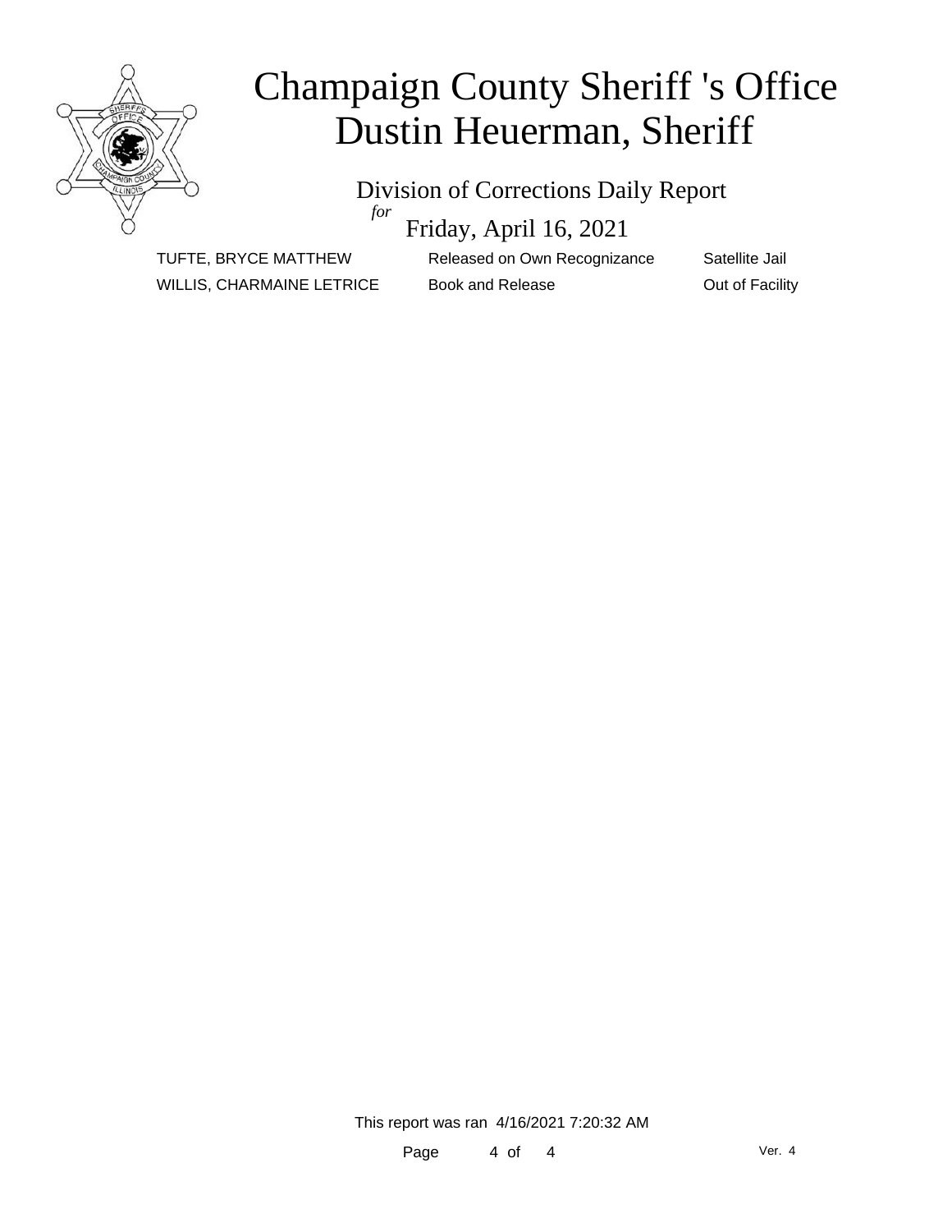# Champaign County Sheriff 's Office
# Dustin Heuerman, Sheriff

Division of Corrections Daily Report

*for*

Friday, April 16, 2021

| | | |
|---|---|---|
| TUFTE, BRYCE MATTHEW | Released on Own Recognizance | Satellite Jail |
| WILLIS, CHARMAINE LETRICE | Book and Release | Out of Facility |

This report was ran 4/16/2021 7:20:32 AM

Ver. 4